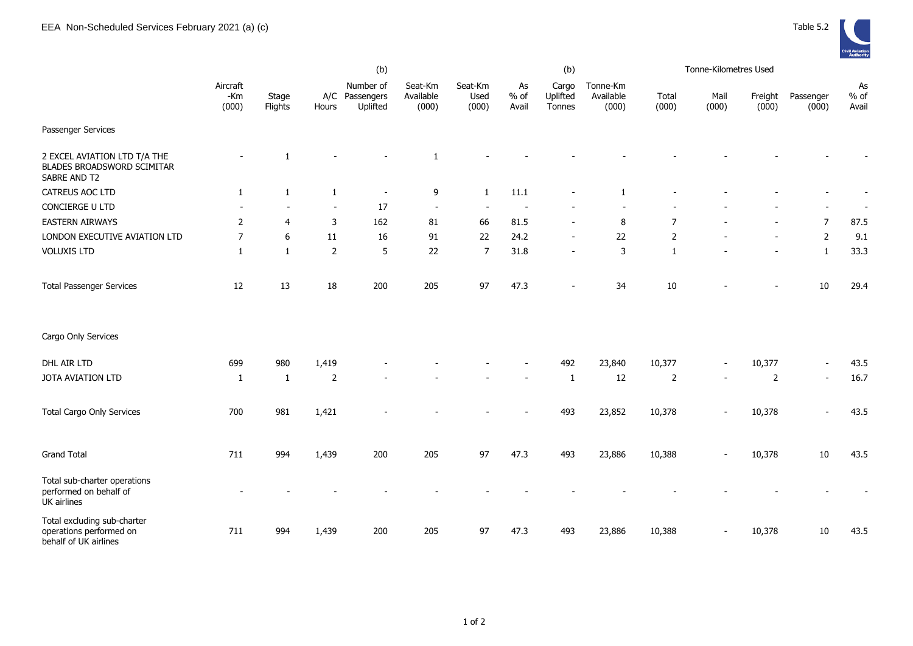EEA Non-Scheduled Services February 2021 (a) (c)

Table 5.2

| | Aircraft -Km (000) | Stage Flights | A/C Hours | (b) Number of Passengers Uplifted | Seat-Km Available (000) | Seat-Km Used (000) | As % of Avail | (b) Cargo Uplifted Tonnes | Tonne-Km Available (000) | Tonne-Kilometres Used Total (000) | Mail (000) | Freight (000) | Passenger (000) | As % of Avail |
|---|---|---|---|---|---|---|---|---|---|---|---|---|---|---|
| Passenger Services | | | | | | | | | | | | | | |
| 2 EXCEL AVIATION LTD T/A THE BLADES BROADSWORD SCIMITAR SABRE AND T2 | - | 1 | - | - | 1 | - | - | - | - | - | - | - | - | - |
| CATREUS AOC LTD | 1 | 1 | 1 | - | 9 | 1 | 11.1 | - | 1 | - | - | - | - | - |
| CONCIERGE U LTD | - | - | - | 17 | - | - | - | - | - | - | - | - | - | - |
| EASTERN AIRWAYS | 2 | 4 | 3 | 162 | 81 | 66 | 81.5 | - | 8 | 7 | - | - | 7 | 87.5 |
| LONDON EXECUTIVE AVIATION LTD | 7 | 6 | 11 | 16 | 91 | 22 | 24.2 | - | 22 | 2 | - | - | 2 | 9.1 |
| VOLUXIS LTD | 1 | 1 | 2 | 5 | 22 | 7 | 31.8 | - | 3 | 1 | - | - | 1 | 33.3 |
| Total Passenger Services | 12 | 13 | 18 | 200 | 205 | 97 | 47.3 | - | 34 | 10 | - | - | 10 | 29.4 |
| Cargo Only Services | | | | | | | | | | | | | | |
| DHL AIR LTD | 699 | 980 | 1,419 | - | - | - | - | 492 | 23,840 | 10,377 | - | 10,377 | - | 43.5 |
| JOTA AVIATION LTD | 1 | 1 | 2 | - | - | - | - | 1 | 12 | 2 | - | 2 | - | 16.7 |
| Total Cargo Only Services | 700 | 981 | 1,421 | - | - | - | - | 493 | 23,852 | 10,378 | - | 10,378 | - | 43.5 |
| Grand Total | 711 | 994 | 1,439 | 200 | 205 | 97 | 47.3 | 493 | 23,886 | 10,388 | - | 10,378 | 10 | 43.5 |
| Total sub-charter operations performed on behalf of UK airlines | - | - | - | - | - | - | - | - | - | - | - | - | - | - |
| Total excluding sub-charter operations performed on behalf of UK airlines | 711 | 994 | 1,439 | 200 | 205 | 97 | 47.3 | 493 | 23,886 | 10,388 | - | 10,378 | 10 | 43.5 |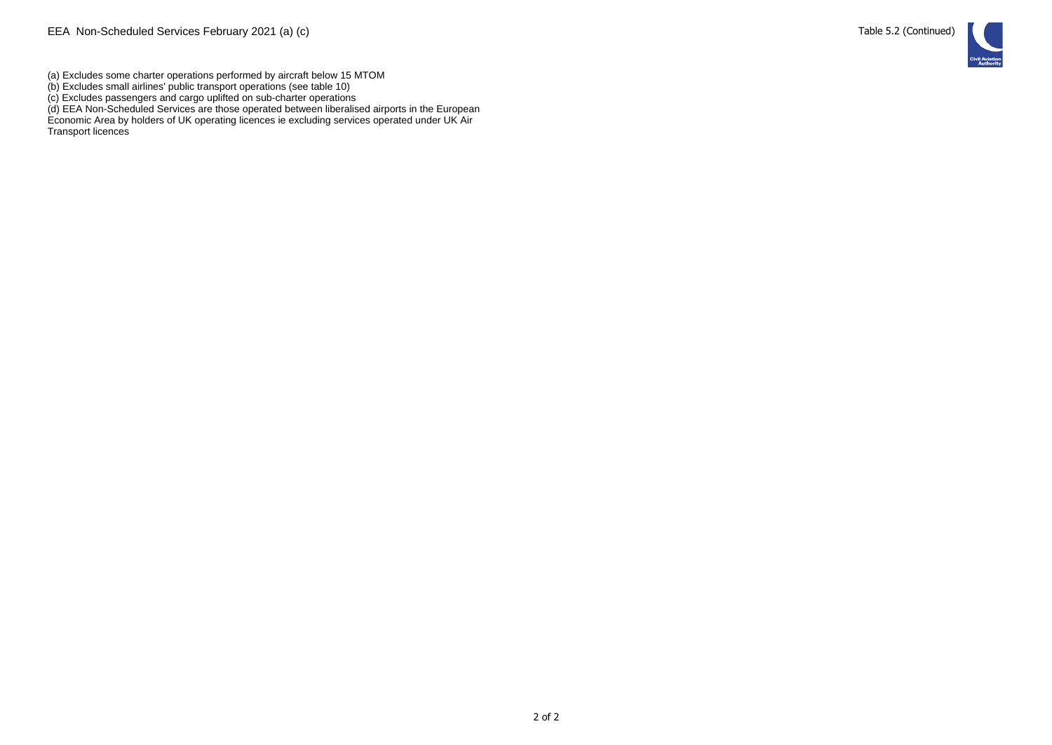EEA Non-Scheduled Services February 2021 (a) (c)

Table 5.2 (Continued)

(a) Excludes some charter operations performed by aircraft below 15 MTOM
(b) Excludes small airlines' public transport operations (see table 10)
(c) Excludes passengers and cargo uplifted on sub-charter operations
(d) EEA Non-Scheduled Services are those operated between liberalised airports in the European Economic Area by holders of UK operating licences ie excluding services operated under UK Air Transport licences